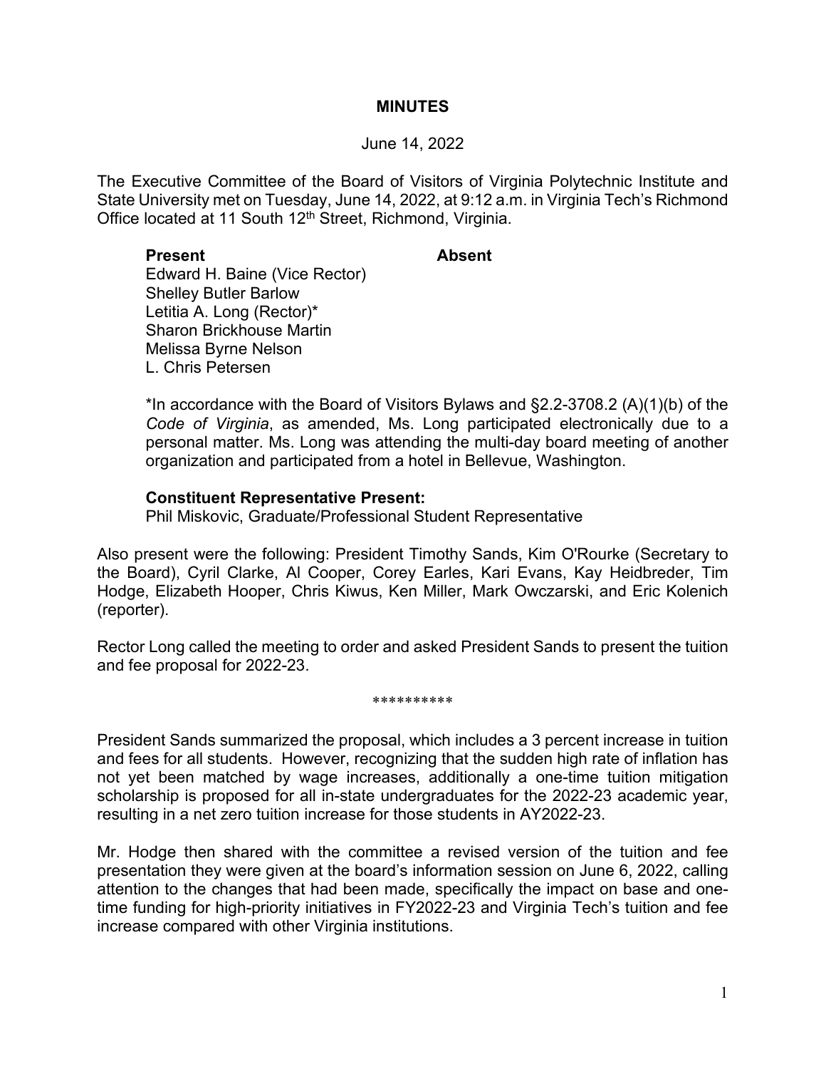# MINUTES

June 14, 2022

The Executive Committee of the Board of Visitors of Virginia Polytechnic Institute and State University met on Tuesday, June 14, 2022, at 9:12 a.m. in Virginia Tech's Richmond Office located at 11 South 12th Street, Richmond, Virginia.

| **Present** | **Absent** |
|---|---|
| Edward H. Baine (Vice Rector) | |
| Shelley Butler Barlow | |
| Letitia A. Long (Rector)* | |
| Sharon Brickhouse Martin | |
| Melissa Byrne Nelson | |
| L. Chris Petersen | |

*In accordance with the Board of Visitors Bylaws and §2.2-3708.2 (A)(1)(b) of the *Code of Virginia*, as amended, Ms. Long participated electronically due to a personal matter. Ms. Long was attending the multi-day board meeting of another organization and participated from a hotel in Bellevue, Washington.

**Constituent Representative Present:**
Phil Miskovic, Graduate/Professional Student Representative

Also present were the following: President Timothy Sands, Kim O'Rourke (Secretary to the Board), Cyril Clarke, Al Cooper, Corey Earles, Kari Evans, Kay Heidbreder, Tim Hodge, Elizabeth Hooper, Chris Kiwus, Ken Miller, Mark Owczarski, and Eric Kolenich (reporter).

Rector Long called the meeting to order and asked President Sands to present the tuition and fee proposal for 2022-23.

**********

President Sands summarized the proposal, which includes a 3 percent increase in tuition and fees for all students. However, recognizing that the sudden high rate of inflation has not yet been matched by wage increases, additionally a one-time tuition mitigation scholarship is proposed for all in-state undergraduates for the 2022-23 academic year, resulting in a net zero tuition increase for those students in AY2022-23.

Mr. Hodge then shared with the committee a revised version of the tuition and fee presentation they were given at the board's information session on June 6, 2022, calling attention to the changes that had been made, specifically the impact on base and one-time funding for high-priority initiatives in FY2022-23 and Virginia Tech's tuition and fee increase compared with other Virginia institutions.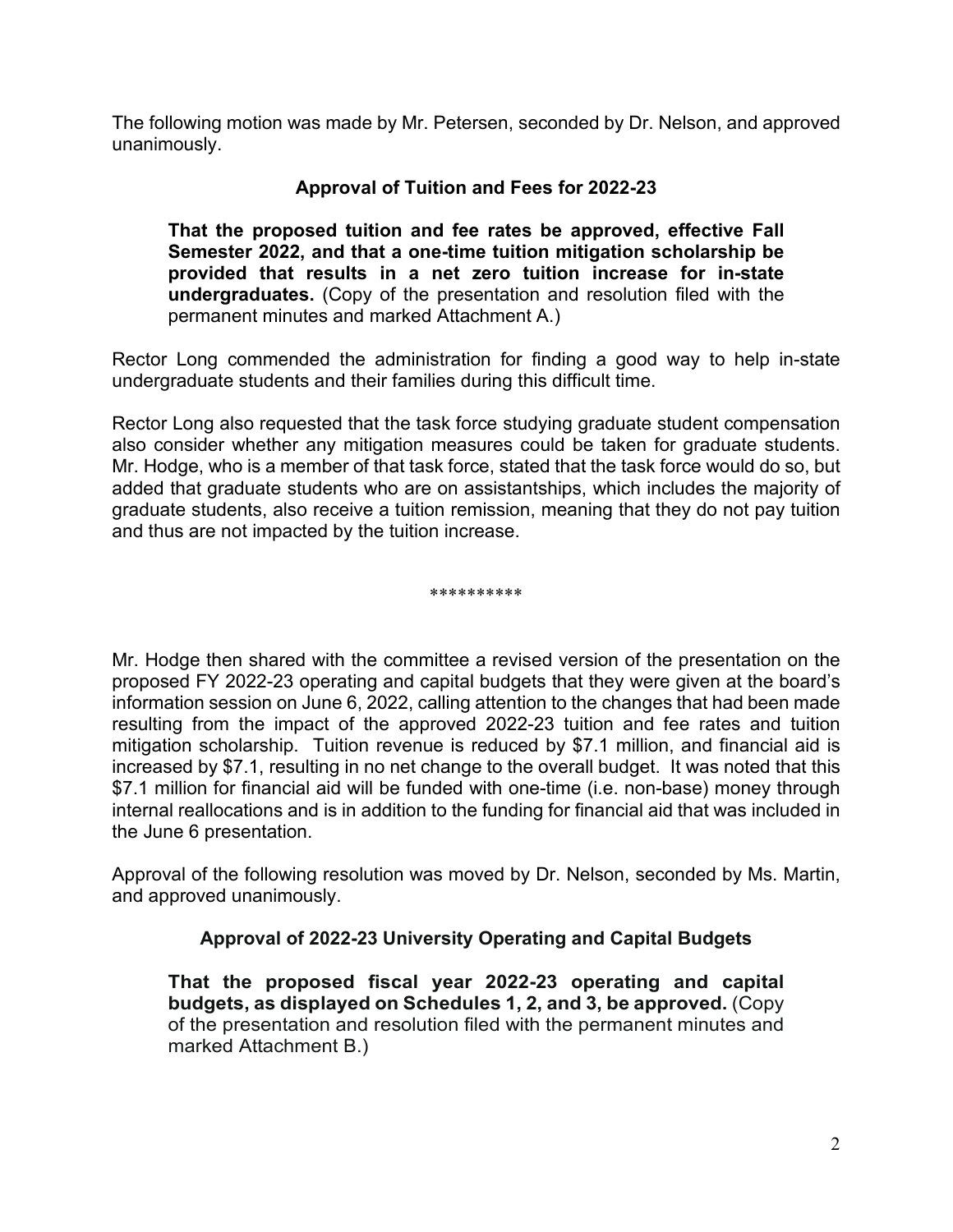The following motion was made by Mr. Petersen, seconded by Dr. Nelson, and approved unanimously.

### Approval of Tuition and Fees for 2022-23

> **That the proposed tuition and fee rates be approved, effective Fall Semester 2022, and that a one-time tuition mitigation scholarship be provided that results in a net zero tuition increase for in-state undergraduates.** (Copy of the presentation and resolution filed with the permanent minutes and marked Attachment A.)

Rector Long commended the administration for finding a good way to help in-state undergraduate students and their families during this difficult time.

Rector Long also requested that the task force studying graduate student compensation also consider whether any mitigation measures could be taken for graduate students. Mr. Hodge, who is a member of that task force, stated that the task force would do so, but added that graduate students who are on assistantships, which includes the majority of graduate students, also receive a tuition remission, meaning that they do not pay tuition and thus are not impacted by the tuition increase.

**********

Mr. Hodge then shared with the committee a revised version of the presentation on the proposed FY 2022-23 operating and capital budgets that they were given at the board's information session on June 6, 2022, calling attention to the changes that had been made resulting from the impact of the approved 2022-23 tuition and fee rates and tuition mitigation scholarship. Tuition revenue is reduced by $7.1 million, and financial aid is increased by $7.1, resulting in no net change to the overall budget. It was noted that this $7.1 million for financial aid will be funded with one-time (i.e. non-base) money through internal reallocations and is in addition to the funding for financial aid that was included in the June 6 presentation.

Approval of the following resolution was moved by Dr. Nelson, seconded by Ms. Martin, and approved unanimously.

### Approval of 2022-23 University Operating and Capital Budgets

> **That the proposed fiscal year 2022-23 operating and capital budgets, as displayed on Schedules 1, 2, and 3, be approved.** (Copy of the presentation and resolution filed with the permanent minutes and marked Attachment B.)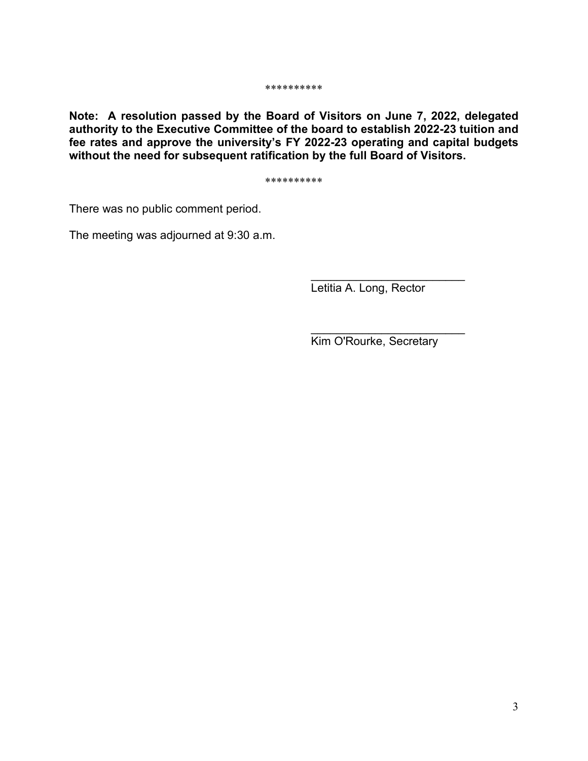**********

**Note: A resolution passed by the Board of Visitors on June 7, 2022, delegated authority to the Executive Committee of the board to establish 2022-23 tuition and fee rates and approve the university's FY 2022-23 operating and capital budgets without the need for subsequent ratification by the full Board of Visitors.**

**********

There was no public comment period.

The meeting was adjourned at 9:30 a.m.

_________________________
Letitia A. Long, Rector

_________________________
Kim O'Rourke, Secretary